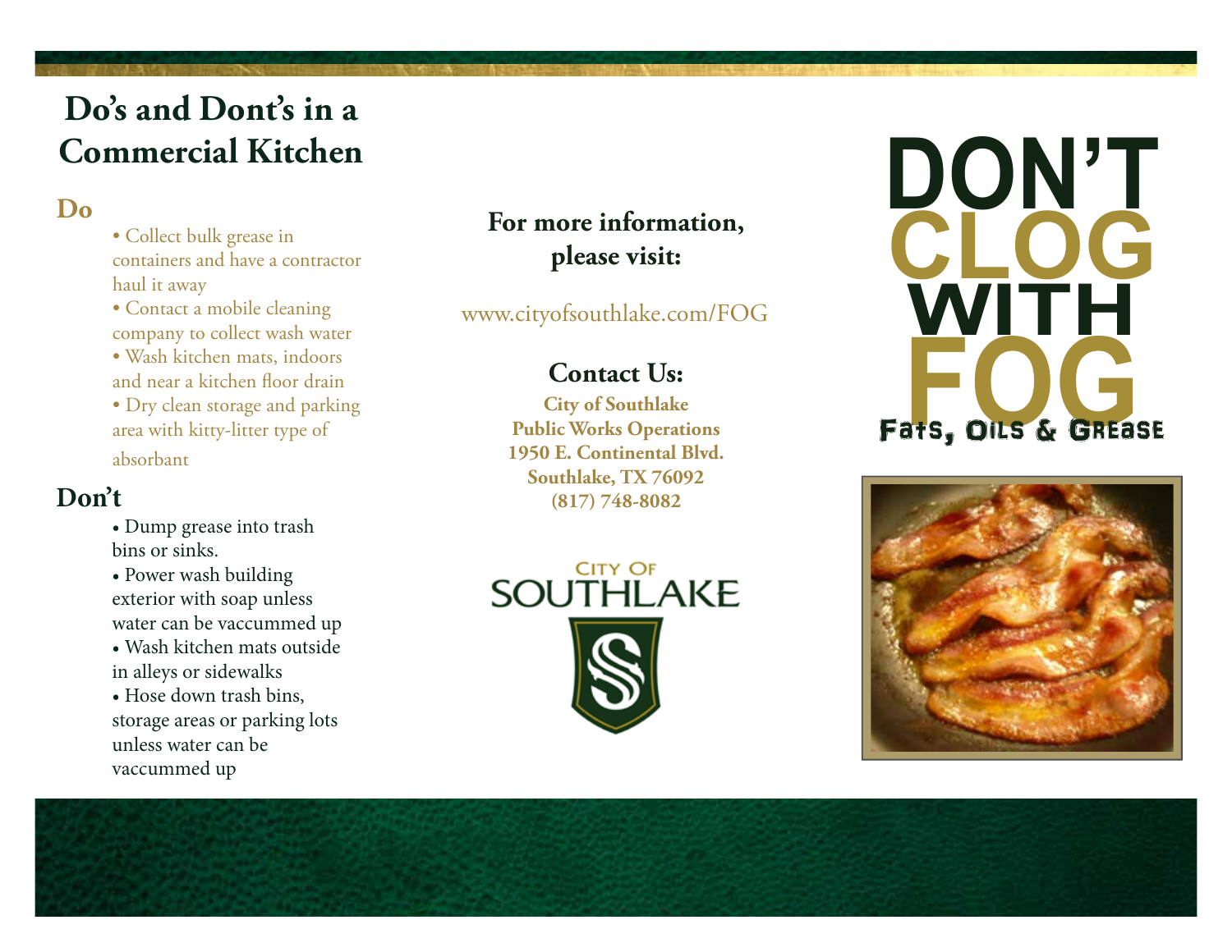# Do's and Dont's in a Commercial Kitchen

## Do

- Collect bulk grease in containers and have a contractor haul it away
- Contact a mobile cleaning company to collect wash water
- Wash kitchen mats, indoors and near a kitchen floor drain
- Dry clean storage and parking area with kitty-litter type of absorbant

## Don't

- Dump grease into trash bins or sinks.
- Power wash building exterior with soap unless water can be vaccummed up
- Wash kitchen mats outside in alleys or sidewalks
- Hose down trash bins, storage areas or parking lots unless water can be vaccummed up

**For more information, please visit:**

www.cityofsouthlake.com/FOG

**Contact Us:**

**City of Southlake**
**Public Works Operations**
**1950 E. Continental Blvd.**
**Southlake, TX 76092**
**(817) 748-8082**

CITY OF SOUTHLAKE

# DON'T CLOG WITH FOG

Fats, Oils & Grease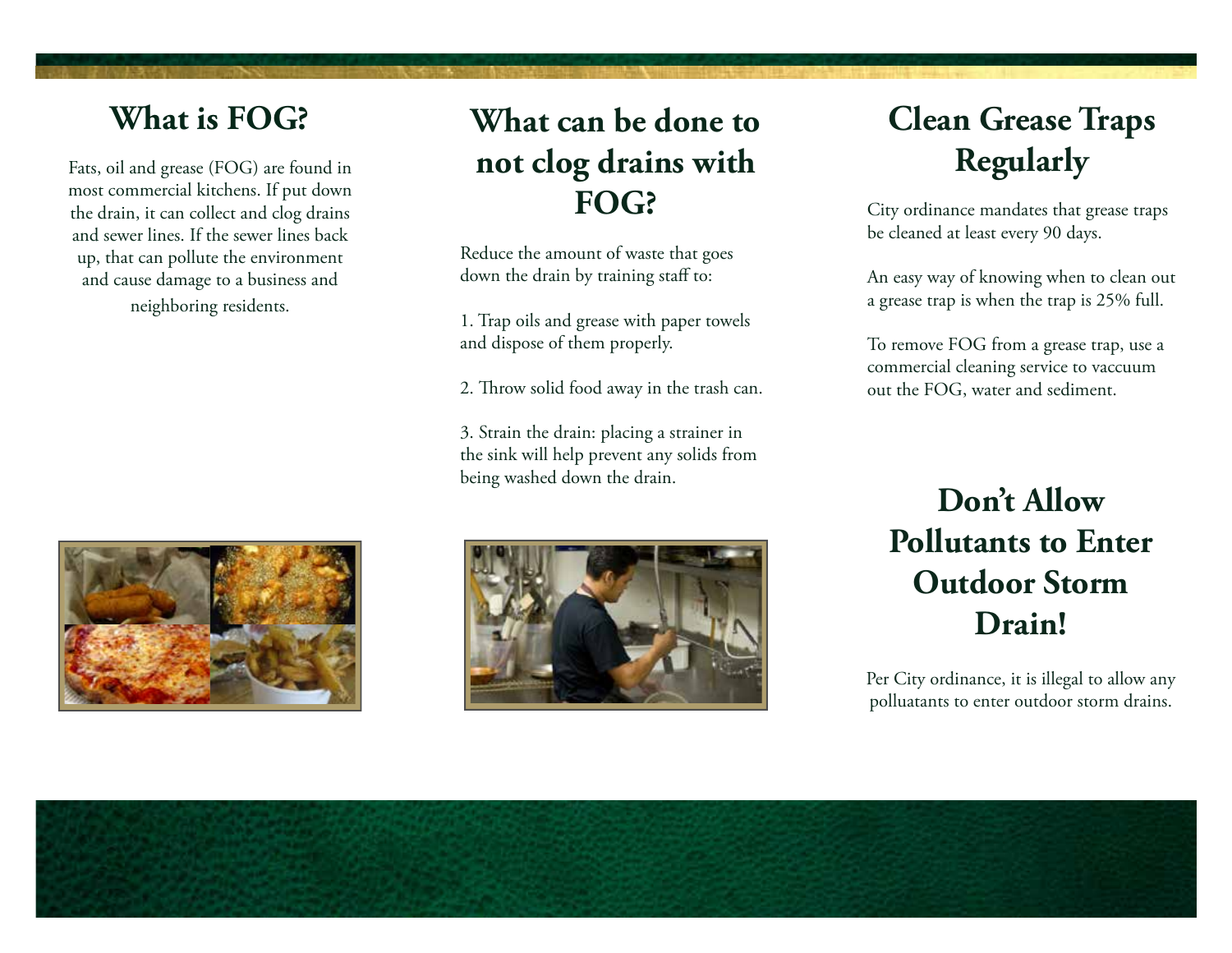## What is FOG?

Fats, oil and grease (FOG) are found in most commercial kitchens. If put down the drain, it can collect and clog drains and sewer lines. If the sewer lines back up, that can pollute the environment and cause damage to a business and neighboring residents.

## What can be done to not clog drains with FOG?

Reduce the amount of waste that goes down the drain by training staff to:

1. Trap oils and grease with paper towels and dispose of them properly.

2. Throw solid food away in the trash can.

3. Strain the drain: placing a strainer in the sink will help prevent any solids from being washed down the drain.

## Clean Grease Traps Regularly

City ordinance mandates that grease traps be cleaned at least every 90 days.

An easy way of knowing when to clean out a grease trap is when the trap is 25% full.

To remove FOG from a grease trap, use a commercial cleaning service to vaccuum out the FOG, water and sediment.

## Don't Allow Pollutants to Enter Outdoor Storm Drain!

Per City ordinance, it is illegal to allow any polluatants to enter outdoor storm drains.